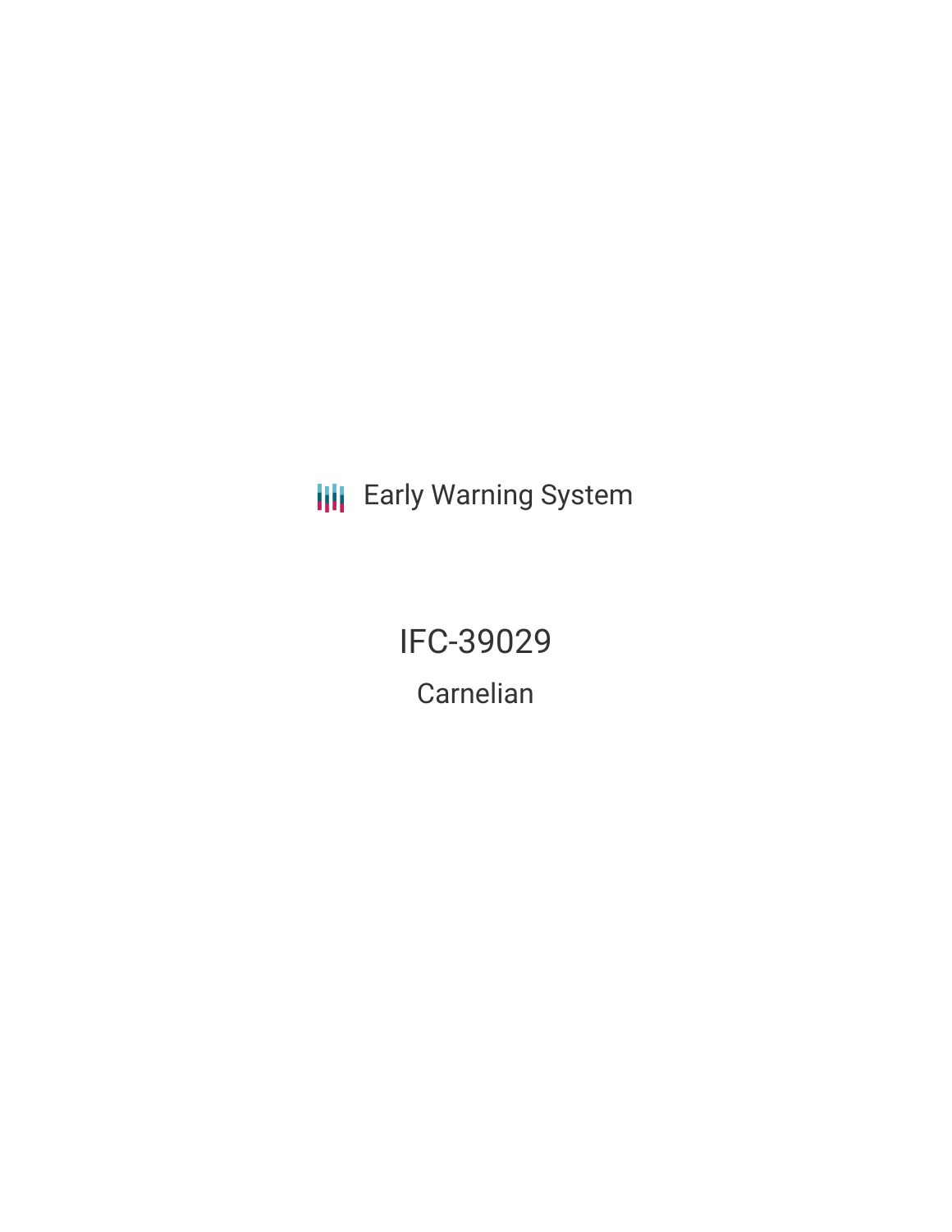Early Warning System

# IFC-39029

## Carnelian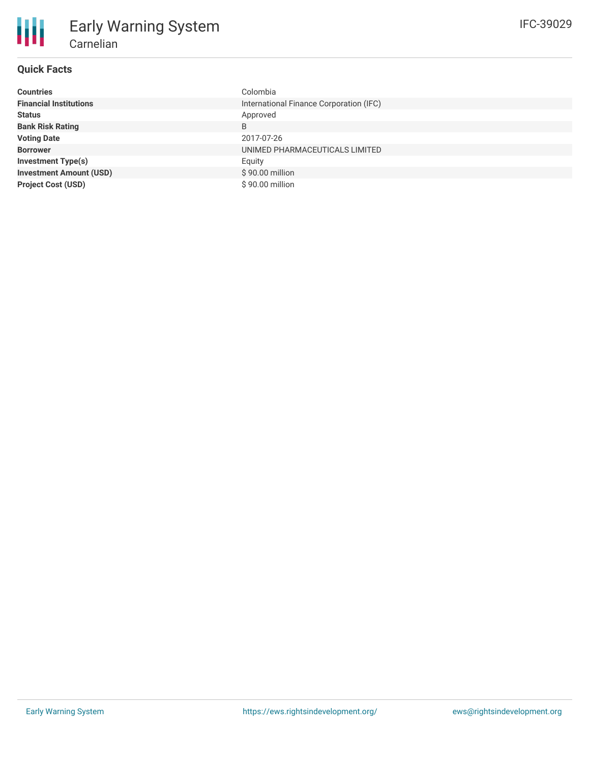# Early Warning System

## Carnelian

IFC-39029

### Quick Facts

| | |
|---|---|
| **Countries** | Colombia |
| **Financial Institutions** | International Finance Corporation (IFC) |
| **Status** | Approved |
| **Bank Risk Rating** | B |
| **Voting Date** | 2017-07-26 |
| **Borrower** | UNIMED PHARMACEUTICALS LIMITED |
| **Investment Type(s)** | Equity |
| **Investment Amount (USD)** | $ 90.00 million |
| **Project Cost (USD)** | $ 90.00 million |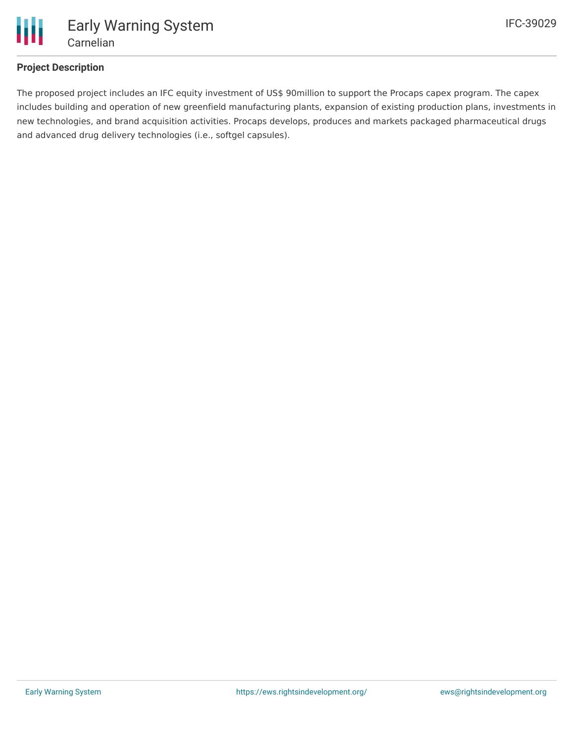**Project Description**

The proposed project includes an IFC equity investment of US$ 90million to support the Procaps capex program. The capex includes building and operation of new greenfield manufacturing plants, expansion of existing production plans, investments in new technologies, and brand acquisition activities. Procaps develops, produces and markets packaged pharmaceutical drugs and advanced drug delivery technologies (i.e., softgel capsules).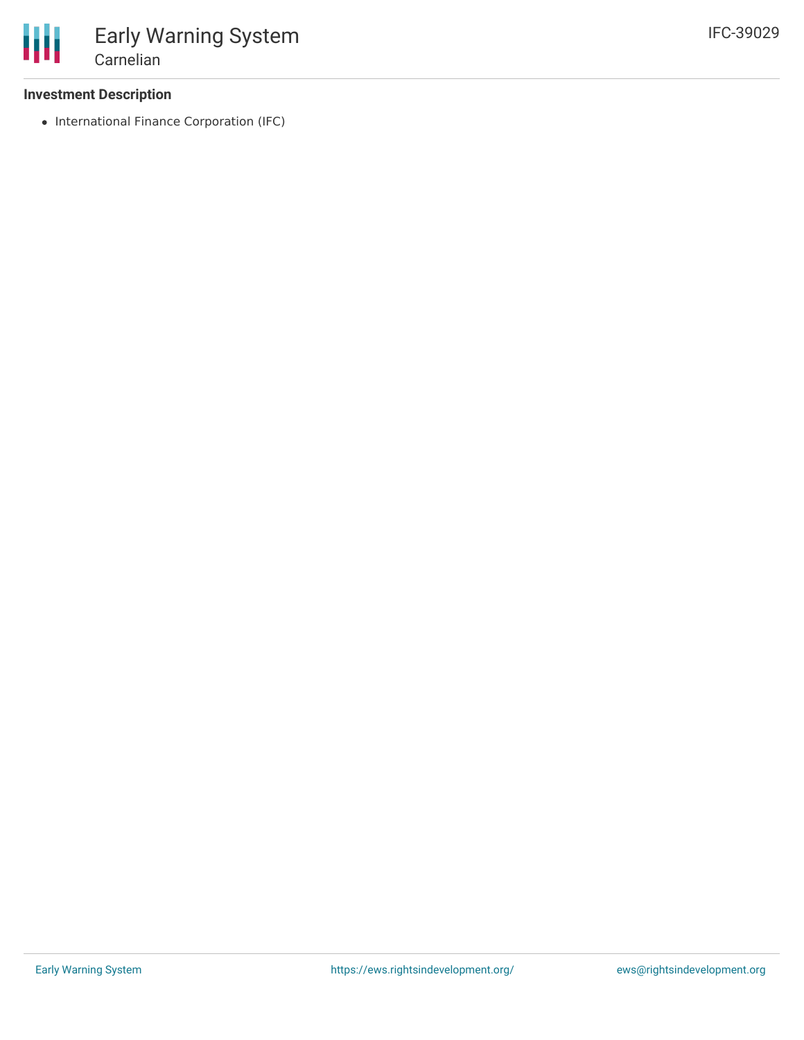### Investment Description

- International Finance Corporation (IFC)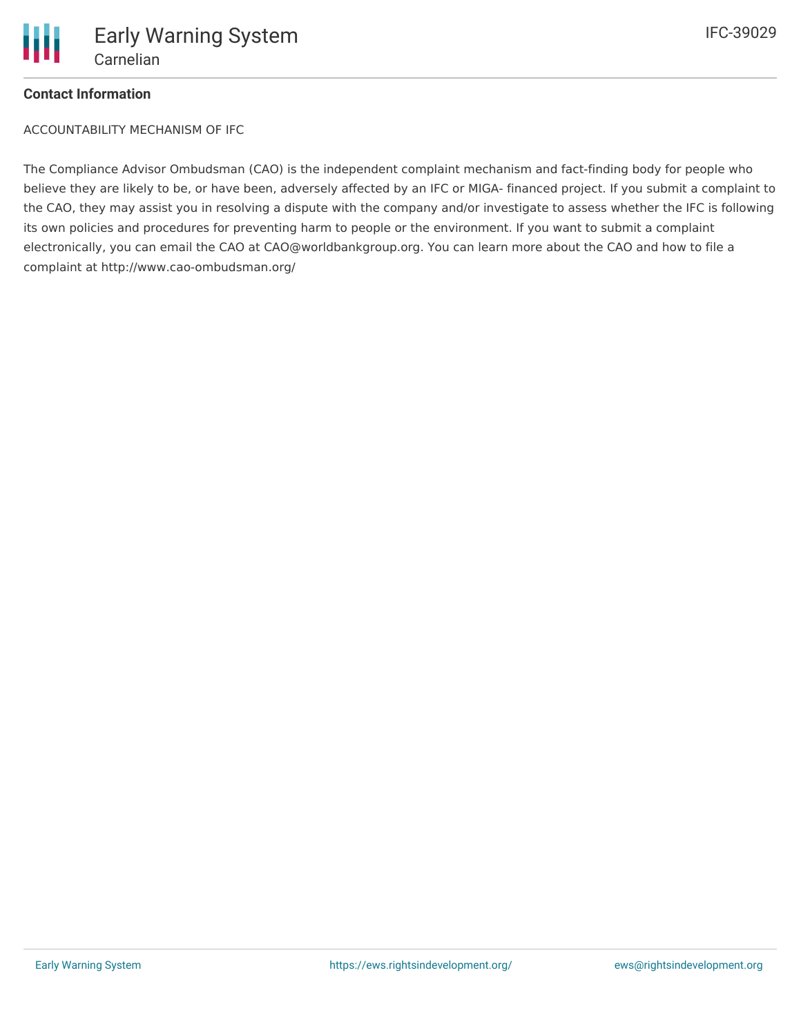**Contact Information**

ACCOUNTABILITY MECHANISM OF IFC

The Compliance Advisor Ombudsman (CAO) is the independent complaint mechanism and fact-finding body for people who believe they are likely to be, or have been, adversely affected by an IFC or MIGA- financed project. If you submit a complaint to the CAO, they may assist you in resolving a dispute with the company and/or investigate to assess whether the IFC is following its own policies and procedures for preventing harm to people or the environment. If you want to submit a complaint electronically, you can email the CAO at CAO@worldbankgroup.org. You can learn more about the CAO and how to file a complaint at http://www.cao-ombudsman.org/